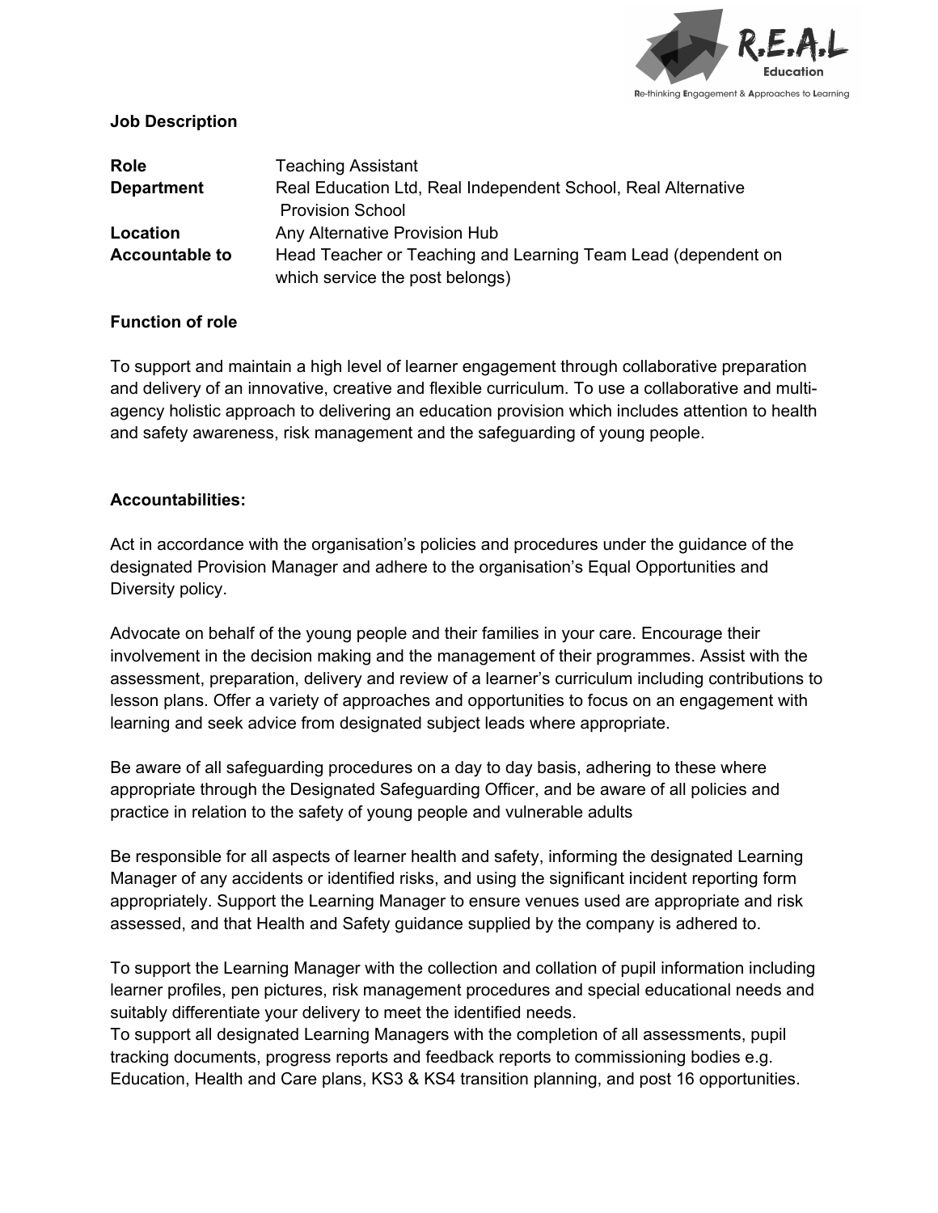R.E.A.L Education
Re-thinking Engagement & Approaches to Learning

**Job Description**

| | |
|---|---|
| **Role** | Teaching Assistant |
| **Department** | Real Education Ltd, Real Independent School, Real Alternative Provision School |
| **Location** | Any Alternative Provision Hub |
| **Accountable to** | Head Teacher or Teaching and Learning Team Lead (dependent on which service the post belongs) |

**Function of role**

To support and maintain a high level of learner engagement through collaborative preparation and delivery of an innovative, creative and flexible curriculum. To use a collaborative and multi-agency holistic approach to delivering an education provision which includes attention to health and safety awareness, risk management and the safeguarding of young people.

**Accountabilities:**

Act in accordance with the organisation's policies and procedures under the guidance of the designated Provision Manager and adhere to the organisation's Equal Opportunities and Diversity policy.

Advocate on behalf of the young people and their families in your care. Encourage their involvement in the decision making and the management of their programmes. Assist with the assessment, preparation, delivery and review of a learner's curriculum including contributions to lesson plans. Offer a variety of approaches and opportunities to focus on an engagement with learning and seek advice from designated subject leads where appropriate.

Be aware of all safeguarding procedures on a day to day basis, adhering to these where appropriate through the Designated Safeguarding Officer, and be aware of all policies and practice in relation to the safety of young people and vulnerable adults

Be responsible for all aspects of learner health and safety, informing the designated Learning Manager of any accidents or identified risks, and using the significant incident reporting form appropriately. Support the Learning Manager to ensure venues used are appropriate and risk assessed, and that Health and Safety guidance supplied by the company is adhered to.

To support the Learning Manager with the collection and collation of pupil information including learner profiles, pen pictures, risk management procedures and special educational needs and suitably differentiate your delivery to meet the identified needs.
To support all designated Learning Managers with the completion of all assessments, pupil tracking documents, progress reports and feedback reports to commissioning bodies e.g. Education, Health and Care plans, KS3 & KS4 transition planning, and post 16 opportunities.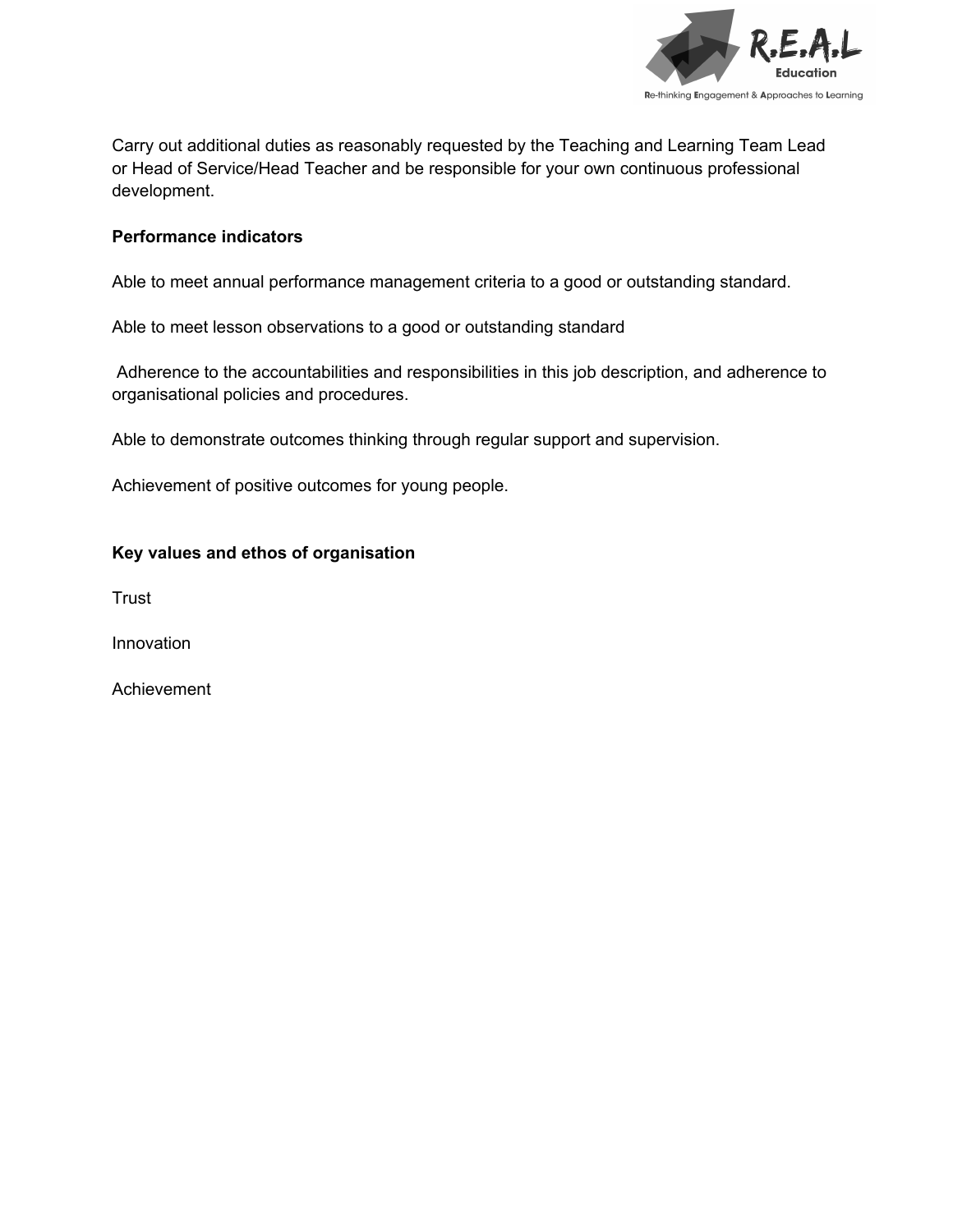Carry out additional duties as reasonably requested by the Teaching and Learning Team Lead or Head of Service/Head Teacher and be responsible for your own continuous professional development.

**Performance indicators**

Able to meet annual performance management criteria to a good or outstanding standard.

Able to meet lesson observations to a good or outstanding standard

Adherence to the accountabilities and responsibilities in this job description, and adherence to organisational policies and procedures.

Able to demonstrate outcomes thinking through regular support and supervision.

Achievement of positive outcomes for young people.

**Key values and ethos of organisation**

Trust

Innovation

Achievement